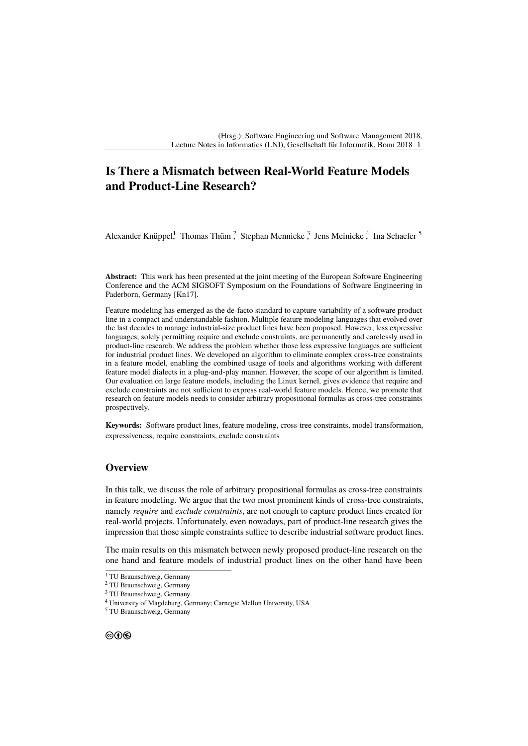# Is There a Mismatch between Real-World Feature Models and Product-Line Research?

Alexander Knüppel[1], Thomas Thüm[2], Stephan Mennicke[3], Jens Meinicke[4], Ina Schaefer[5]

**Abstract:** This work has been presented at the joint meeting of the European Software Engineering Conference and the ACM SIGSOFT Symposium on the Foundations of Software Engineering in Paderborn, Germany [Kn17].

Feature modeling has emerged as the de-facto standard to capture variability of a software product line in a compact and understandable fashion. Multiple feature modeling languages that evolved over the last decades to manage industrial-size product lines have been proposed. However, less expressive languages, solely permitting require and exclude constraints, are permanently and carelessly used in product-line research. We address the problem whether those less expressive languages are sufficient for industrial product lines. We developed an algorithm to eliminate complex cross-tree constraints in a feature model, enabling the combined usage of tools and algorithms working with different feature model dialects in a plug-and-play manner. However, the scope of our algorithm is limited. Our evaluation on large feature models, including the Linux kernel, gives evidence that require and exclude constraints are not sufficient to express real-world feature models. Hence, we promote that research on feature models needs to consider arbitrary propositional formulas as cross-tree constraints prospectively.

**Keywords:** Software product lines, feature modeling, cross-tree constraints, model transformation, expressiveness, require constraints, exclude constraints

## Overview

In this talk, we discuss the role of arbitrary propositional formulas as cross-tree constraints in feature modeling. We argue that the two most prominent kinds of cross-tree constraints, namely *require* and *exclude constraints*, are not enough to capture product lines created for real-world projects. Unfortunately, even nowadays, part of product-line research gives the impression that those simple constraints suffice to describe industrial software product lines.

The main results on this mismatch between newly proposed product-line research on the one hand and feature models of industrial product lines on the other hand have been

[1] TU Braunschweig, Germany

[2] TU Braunschweig, Germany

[3] TU Braunschweig, Germany

[4] University of Magdeburg, Germany; Carnegie Mellon University, USA

[5] TU Braunschweig, Germany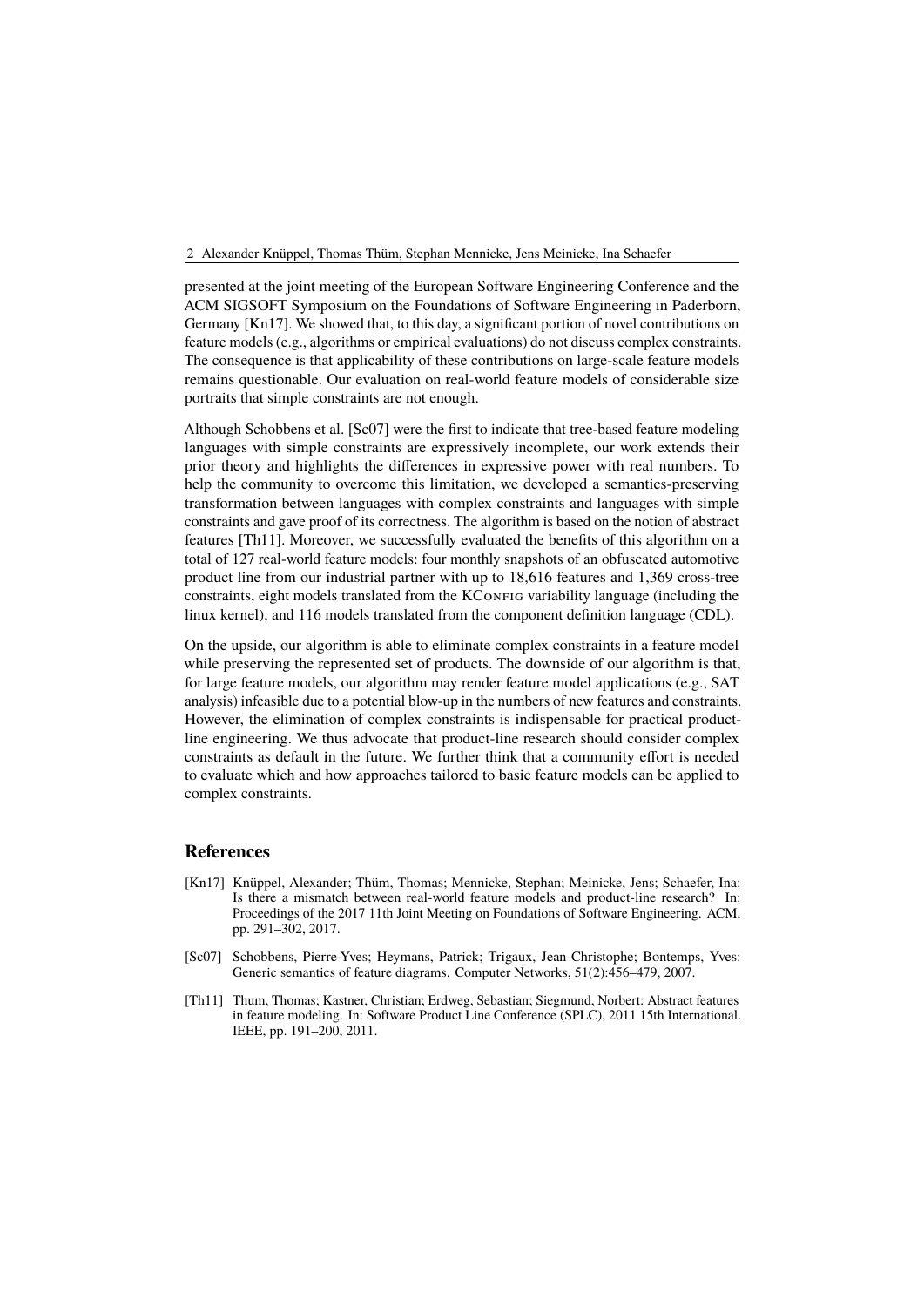presented at the joint meeting of the European Software Engineering Conference and the ACM SIGSOFT Symposium on the Foundations of Software Engineering in Paderborn, Germany [Kn17]. We showed that, to this day, a significant portion of novel contributions on feature models (e.g., algorithms or empirical evaluations) do not discuss complex constraints. The consequence is that applicability of these contributions on large-scale feature models remains questionable. Our evaluation on real-world feature models of considerable size portraits that simple constraints are not enough.

Although Schobbens et al. [Sc07] were the first to indicate that tree-based feature modeling languages with simple constraints are expressively incomplete, our work extends their prior theory and highlights the differences in expressive power with real numbers. To help the community to overcome this limitation, we developed a semantics-preserving transformation between languages with complex constraints and languages with simple constraints and gave proof of its correctness. The algorithm is based on the notion of abstract features [Th11]. Moreover, we successfully evaluated the benefits of this algorithm on a total of 127 real-world feature models: four monthly snapshots of an obfuscated automotive product line from our industrial partner with up to 18,616 features and 1,369 cross-tree constraints, eight models translated from the KConfig variability language (including the linux kernel), and 116 models translated from the component definition language (CDL).

On the upside, our algorithm is able to eliminate complex constraints in a feature model while preserving the represented set of products. The downside of our algorithm is that, for large feature models, our algorithm may render feature model applications (e.g., SAT analysis) infeasible due to a potential blow-up in the numbers of new features and constraints. However, the elimination of complex constraints is indispensable for practical product-line engineering. We thus advocate that product-line research should consider complex constraints as default in the future. We further think that a community effort is needed to evaluate which and how approaches tailored to basic feature models can be applied to complex constraints.

## References

[Kn17] Knüppel, Alexander; Thüm, Thomas; Mennicke, Stephan; Meinicke, Jens; Schaefer, Ina: Is there a mismatch between real-world feature models and product-line research? In: Proceedings of the 2017 11th Joint Meeting on Foundations of Software Engineering. ACM, pp. 291–302, 2017.

[Sc07] Schobbens, Pierre-Yves; Heymans, Patrick; Trigaux, Jean-Christophe; Bontemps, Yves: Generic semantics of feature diagrams. Computer Networks, 51(2):456–479, 2007.

[Th11] Thum, Thomas; Kastner, Christian; Erdweg, Sebastian; Siegmund, Norbert: Abstract features in feature modeling. In: Software Product Line Conference (SPLC), 2011 15th International. IEEE, pp. 191–200, 2011.